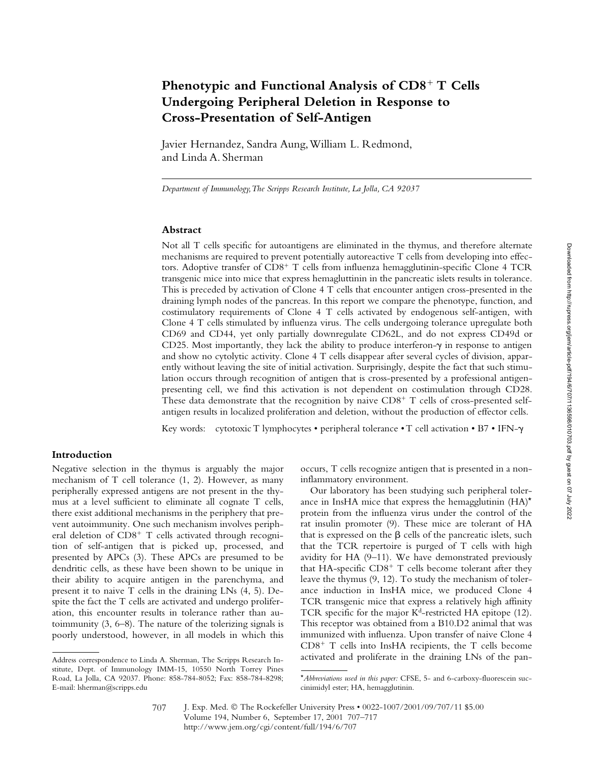# Phenotypic and Functional Analysis of CD8+ T Cells Undergoing Peripheral Deletion in Response to Cross-Presentation of Self-Antigen

Javier Hernandez, Sandra Aung, William L. Redmond, and Linda A. Sherman

*Department of Immunology, The Scripps Research Institute, La Jolla, CA 92037*

## Abstract

Not all T cells specific for autoantigens are eliminated in the thymus, and therefore alternate mechanisms are required to prevent potentially autoreactive T cells from developing into effectors. Adoptive transfer of CD8+ T cells from influenza hemagglutinin-specific Clone 4 TCR transgenic mice into mice that express hemagglutinin in the pancreatic islets results in tolerance. This is preceded by activation of Clone 4 T cells that encounter antigen cross-presented in the draining lymph nodes of the pancreas. In this report we compare the phenotype, function, and costimulatory requirements of Clone 4 T cells activated by endogenous self-antigen, with Clone 4 T cells stimulated by influenza virus. The cells undergoing tolerance upregulate both CD69 and CD44, yet only partially downregulate CD62L, and do not express CD49d or CD25. Most importantly, they lack the ability to produce interferon-γ in response to antigen and show no cytolytic activity. Clone 4 T cells disappear after several cycles of division, apparently without leaving the site of initial activation. Surprisingly, despite the fact that such stimulation occurs through recognition of antigen that is cross-presented by a professional antigen-presenting cell, we find this activation is not dependent on costimulation through CD28. These data demonstrate that the recognition by naive CD8+ T cells of cross-presented self-antigen results in localized proliferation and deletion, without the production of effector cells.

Key words: cytotoxic T lymphocytes • peripheral tolerance • T cell activation • B7 • IFN-γ

## Introduction

Negative selection in the thymus is arguably the major mechanism of T cell tolerance (1, 2). However, as many peripherally expressed antigens are not present in the thymus at a level sufficient to eliminate all cognate T cells, there exist additional mechanisms in the periphery that prevent autoimmunity. One such mechanism involves peripheral deletion of CD8+ T cells activated through recognition of self-antigen that is picked up, processed, and presented by APCs (3). These APCs are presumed to be dendritic cells, as these have been shown to be unique in their ability to acquire antigen in the parenchyma, and present it to naive T cells in the draining LNs (4, 5). Despite the fact the T cells are activated and undergo proliferation, this encounter results in tolerance rather than autoimmunity (3, 6–8). The nature of the tolerizing signals is poorly understood, however, in all models in which this occurs, T cells recognize antigen that is presented in a noninflammatory environment.

Our laboratory has been studying such peripheral tolerance in InsHA mice that express the hemagglutinin (HA)* protein from the influenza virus under the control of the rat insulin promoter (9). These mice are tolerant of HA that is expressed on the β cells of the pancreatic islets, such that the TCR repertoire is purged of T cells with high avidity for HA (9–11). We have demonstrated previously that HA-specific CD8+ T cells become tolerant after they leave the thymus (9, 12). To study the mechanism of tolerance induction in InsHA mice, we produced Clone 4 TCR transgenic mice that express a relatively high affinity TCR specific for the major $K^d$-restricted HA epitope (12). This receptor was obtained from a B10.D2 animal that was immunized with influenza. Upon transfer of naive Clone 4 CD8+ T cells into InsHA recipients, the T cells become activated and proliferate in the draining LNs of the pan-

Address correspondence to Linda A. Sherman, The Scripps Research Institute, Dept. of Immunology IMM-15, 10550 North Torrey Pines Road, La Jolla, CA 92037. Phone: 858-784-8052; Fax: 858-784-8298; E-mail: lsherman@scripps.edu

*Abbreviations used in this paper:* CFSE, 5- and 6-carboxy-fluorescein succinimidyl ester; HA, hemagglutinin.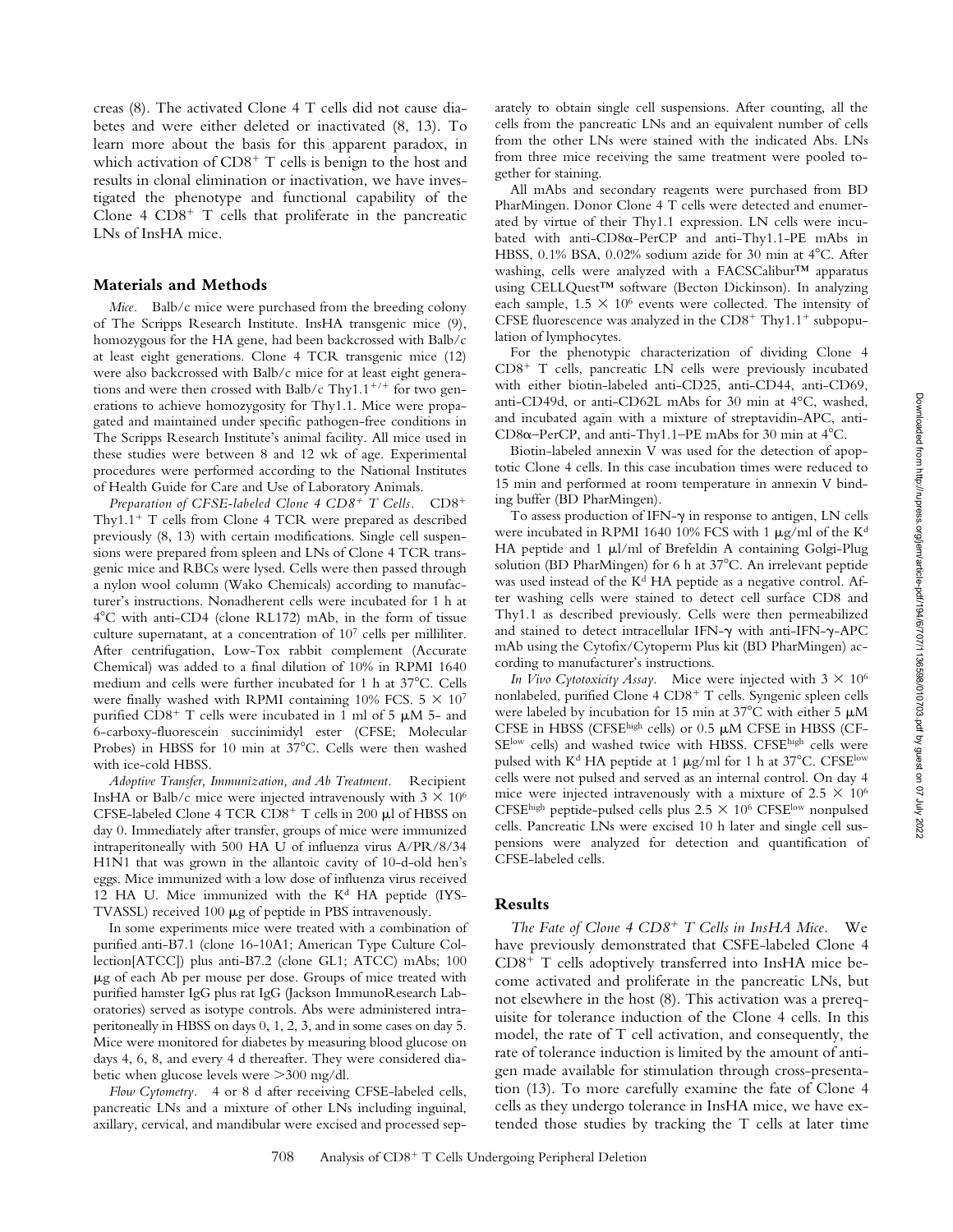creas (8). The activated Clone 4 T cells did not cause diabetes and were either deleted or inactivated (8, 13). To learn more about the basis for this apparent paradox, in which activation of $CD8^+$ T cells is benign to the host and results in clonal elimination or inactivation, we have investigated the phenotype and functional capability of the Clone 4 $CD8^+$ T cells that proliferate in the pancreatic LNs of InsHA mice.

## Materials and Methods

*Mice.* Balb/c mice were purchased from the breeding colony of The Scripps Research Institute. InsHA transgenic mice (9), homozygous for the HA gene, had been backcrossed with Balb/c at least eight generations. Clone 4 TCR transgenic mice (12) were also backcrossed with Balb/c mice for at least eight generations and were then crossed with Balb/c Thy1.1$^{+/+}$ for two generations to achieve homozygosity for Thy1.1. Mice were propagated and maintained under specific pathogen-free conditions in The Scripps Research Institute's animal facility. All mice used in these studies were between 8 and 12 wk of age. Experimental procedures were performed according to the National Institutes of Health Guide for Care and Use of Laboratory Animals.

*Preparation of CFSE-labeled Clone 4 $CD8^+$ T Cells.* $CD8^+$ Thy1.1$^+$ T cells from Clone 4 TCR were prepared as described previously (8, 13) with certain modifications. Single cell suspensions were prepared from spleen and LNs of Clone 4 TCR transgenic mice and RBCs were lysed. Cells were then passed through a nylon wool column (Wako Chemicals) according to manufacturer's instructions. Nonadherent cells were incubated for 1 h at 4°C with anti-CD4 (clone RL172) mAb, in the form of tissue culture supernatant, at a concentration of $10^7$ cells per milliliter. After centrifugation, Low-Tox rabbit complement (Accurate Chemical) was added to a final dilution of 10% in RPMI 1640 medium and cells were further incubated for 1 h at 37°C. Cells were finally washed with RPMI containing 10% FCS. $5 \times 10^7$ purified $CD8^+$ T cells were incubated in 1 ml of 5 μM 5- and 6-carboxy-fluorescein succinimidyl ester (CFSE; Molecular Probes) in HBSS for 10 min at 37°C. Cells were then washed with ice-cold HBSS.

*Adoptive Transfer, Immunization, and Ab Treatment.* Recipient InsHA or Balb/c mice were injected intravenously with $3 \times 10^6$ CFSE-labeled Clone 4 TCR $CD8^+$ T cells in 200 μl of HBSS on day 0. Immediately after transfer, groups of mice were immunized intraperitoneally with 500 HA U of influenza virus A/PR/8/34 H1N1 that was grown in the allantoic cavity of 10-d-old hen's eggs. Mice immunized with a low dose of influenza virus received 12 HA U. Mice immunized with the $K^d$ HA peptide (IYSTVASSL) received 100 μg of peptide in PBS intravenously.

In some experiments mice were treated with a combination of purified anti-B7.1 (clone 16-10A1; American Type Culture Collection[ATCC]) plus anti-B7.2 (clone GL1; ATCC) mAbs; 100 μg of each Ab per mouse per dose. Groups of mice treated with purified hamster IgG plus rat IgG (Jackson ImmunoResearch Laboratories) served as isotype controls. Abs were administered intraperitoneally in HBSS on days 0, 1, 2, 3, and in some cases on day 5. Mice were monitored for diabetes by measuring blood glucose on days 4, 6, 8, and every 4 d thereafter. They were considered diabetic when glucose levels were >300 mg/dl.

*Flow Cytometry.* 4 or 8 d after receiving CFSE-labeled cells, pancreatic LNs and a mixture of other LNs including inguinal, axillary, cervical, and mandibular were excised and processed separately to obtain single cell suspensions. After counting, all the cells from the pancreatic LNs and an equivalent number of cells from the other LNs were stained with the indicated Abs. LNs from three mice receiving the same treatment were pooled together for staining.

All mAbs and secondary reagents were purchased from BD PharMingen. Donor Clone 4 T cells were detected and enumerated by virtue of their Thy1.1 expression. LN cells were incubated with anti-CD8α-PerCP and anti-Thy1.1-PE mAbs in HBSS, 0.1% BSA, 0.02% sodium azide for 30 min at 4°C. After washing, cells were analyzed with a FACSCalibur™ apparatus using CELLQuest™ software (Becton Dickinson). In analyzing each sample, $1.5 \times 10^6$ events were collected. The intensity of CFSE fluorescence was analyzed in the $CD8^+$ Thy1.1$^+$ subpopulation of lymphocytes.

For the phenotypic characterization of dividing Clone 4 $CD8^+$ T cells, pancreatic LN cells were previously incubated with either biotin-labeled anti-CD25, anti-CD44, anti-CD69, anti-CD49d, or anti-CD62L mAbs for 30 min at 4°C, washed, and incubated again with a mixture of streptavidin-APC, anti-CD8α–PerCP, and anti-Thy1.1–PE mAbs for 30 min at 4°C.

Biotin-labeled annexin V was used for the detection of apoptotic Clone 4 cells. In this case incubation times were reduced to 15 min and performed at room temperature in annexin V binding buffer (BD PharMingen).

To assess production of IFN-γ in response to antigen, LN cells were incubated in RPMI 1640 10% FCS with 1 μg/ml of the $K^d$ HA peptide and 1 μl/ml of Brefeldin A containing Golgi-Plug solution (BD PharMingen) for 6 h at 37°C. An irrelevant peptide was used instead of the $K^d$ HA peptide as a negative control. After washing cells were stained to detect cell surface CD8 and Thy1.1 as described previously. Cells were then permeabilized and stained to detect intracellular IFN-γ with anti-IFN-γ-APC mAb using the Cytofix/Cytoperm Plus kit (BD PharMingen) according to manufacturer's instructions.

*In Vivo Cytotoxicity Assay.* Mice were injected with $3 \times 10^6$ nonlabeled, purified Clone 4 $CD8^+$ T cells. Syngenic spleen cells were labeled by incubation for 15 min at 37°C with either 5 μM CFSE in HBSS (CFSE$^{high}$ cells) or 0.5 μM CFSE in HBSS (CFSE$^{low}$ cells) and washed twice with HBSS. CFSE$^{high}$ cells were pulsed with $K^d$ HA peptide at 1 μg/ml for 1 h at 37°C. CFSE$^{low}$ cells were not pulsed and served as an internal control. On day 4 mice were injected intravenously with a mixture of $2.5 \times 10^6$ CFSE$^{high}$ peptide-pulsed cells plus $2.5 \times 10^6$ CFSE$^{low}$ nonpulsed cells. Pancreatic LNs were excised 10 h later and single cell suspensions were analyzed for detection and quantification of CFSE-labeled cells.

## Results

*The Fate of Clone 4 $CD8^+$ T Cells in InsHA Mice.* We have previously demonstrated that CSFE-labeled Clone 4 $CD8^+$ T cells adoptively transferred into InsHA mice become activated and proliferate in the pancreatic LNs, but not elsewhere in the host (8). This activation was a prerequisite for tolerance induction of the Clone 4 cells. In this model, the rate of T cell activation, and consequently, the rate of tolerance induction is limited by the amount of antigen made available for stimulation through cross-presentation (13). To more carefully examine the fate of Clone 4 cells as they undergo tolerance in InsHA mice, we have extended those studies by tracking the T cells at later time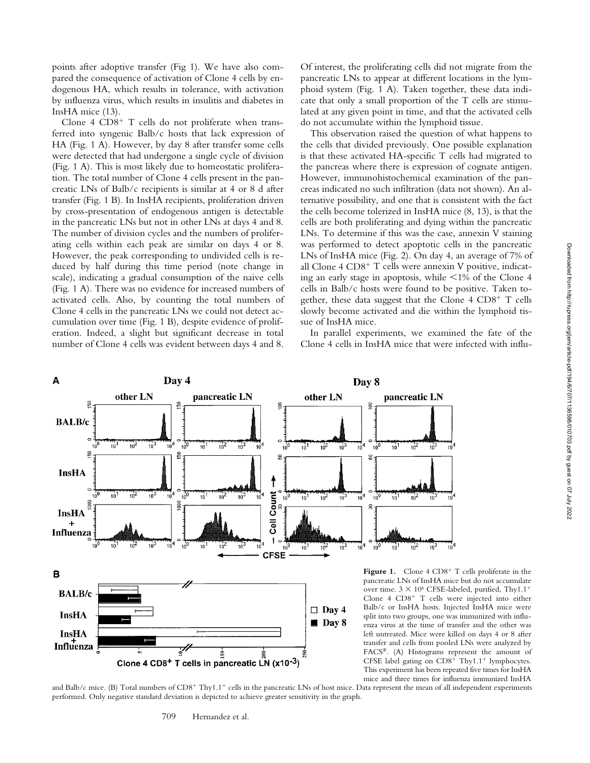points after adoptive transfer (Fig 1). We have also compared the consequence of activation of Clone 4 cells by endogenous HA, which results in tolerance, with activation by influenza virus, which results in insulitis and diabetes in InsHA mice (13).

Clone 4 $CD8^+$ T cells do not proliferate when transferred into syngenic Balb/c hosts that lack expression of HA (Fig. 1 A). However, by day 8 after transfer some cells were detected that had undergone a single cycle of division (Fig. 1 A). This is most likely due to homeostatic proliferation. The total number of Clone 4 cells present in the pancreatic LNs of Balb/c recipients is similar at 4 or 8 d after transfer (Fig. 1 B). In InsHA recipients, proliferation driven by cross-presentation of endogenous antigen is detectable in the pancreatic LNs but not in other LNs at days 4 and 8. The number of division cycles and the numbers of proliferating cells within each peak are similar on days 4 or 8. However, the peak corresponding to undivided cells is reduced by half during this time period (note change in scale), indicating a gradual consumption of the naive cells (Fig. 1 A). There was no evidence for increased numbers of activated cells. Also, by counting the total numbers of Clone 4 cells in the pancreatic LNs we could not detect accumulation over time (Fig. 1 B), despite evidence of proliferation. Indeed, a slight but significant decrease in total number of Clone 4 cells was evident between days 4 and 8. Of interest, the proliferating cells did not migrate from the pancreatic LNs to appear at different locations in the lymphoid system (Fig. 1 A). Taken together, these data indicate that only a small proportion of the T cells are stimulated at any given point in time, and that the activated cells do not accumulate within the lymphoid tissue.

This observation raised the question of what happens to the cells that divided previously. One possible explanation is that these activated HA-specific T cells had migrated to the pancreas where there is expression of cognate antigen. However, immunohistochemical examination of the pancreas indicated no such infiltration (data not shown). An alternative possibility, and one that is consistent with the fact the cells become tolerized in InsHA mice (8, 13), is that the cells are both proliferating and dying within the pancreatic LNs. To determine if this was the case, annexin V staining was performed to detect apoptotic cells in the pancreatic LNs of InsHA mice (Fig. 2). On day 4, an average of 7% of all Clone 4 $CD8^+$ T cells were annexin V positive, indicating an early stage in apoptosis, while <1% of the Clone 4 cells in Balb/c hosts were found to be positive. Taken together, these data suggest that the Clone 4 $CD8^+$ T cells slowly become activated and die within the lymphoid tissue of InsHA mice.

In parallel experiments, we examined the fate of the Clone 4 cells in InsHA mice that were infected with influ-

**Figure 1.** Clone 4 $CD8^+$ T cells proliferate in the pancreatic LNs of InsHA mice but do not accumulate over time. $3 \times 10^6$ CFSE-labeled, purified, Thy1.1$^+$ Clone 4 $CD8^+$ T cells were injected into either Balb/c or InsHA hosts. Injected InsHA mice were split into two groups, one was immunized with influenza virus at the time of transfer and the other was left untreated. Mice were killed on days 4 or 8 after transfer and cells from pooled LNs were analyzed by FACS®. (A) Histograms represent the amount of CFSE label gating on $CD8^+$ Thy1.1$^+$ lymphocytes. This experiment has been repeated five times for InsHA mice and three times for influenza immunized InsHA and Balb/c mice. (B) Total numbers of $CD8^+$ Thy1.1$^+$ cells in the pancreatic LNs of host mice. Data represent the mean of all independent experiments performed. Only negative standard deviation is depicted to achieve greater sensitivity in the graph.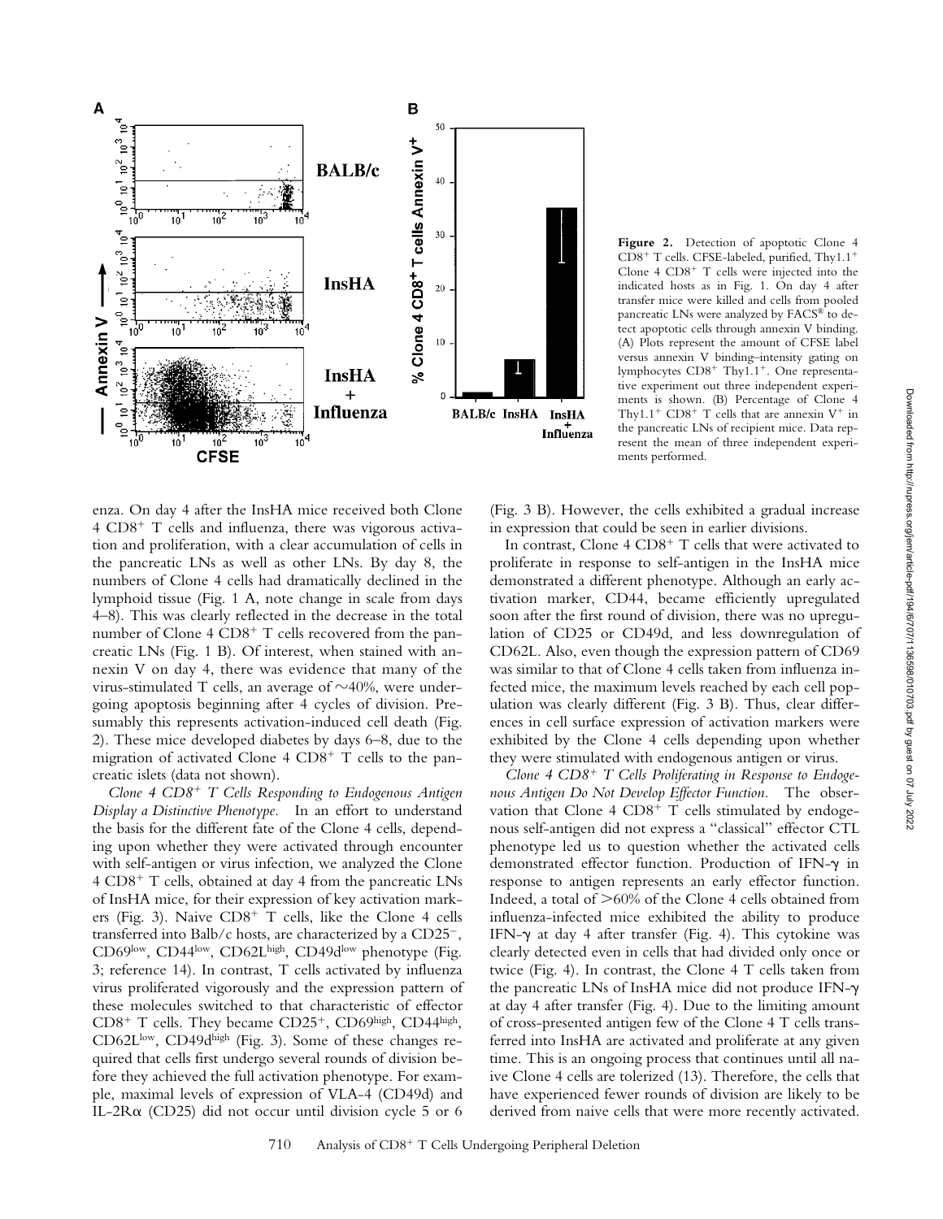**Figure 2.** Detection of apoptotic Clone 4 $CD8^+$ T cells. CFSE-labeled, purified, Thy1.1$^+$ Clone 4 $CD8^+$ T cells were injected into the indicated hosts as in Fig. 1. On day 4 after transfer mice were killed and cells from pooled pancreatic LNs were analyzed by FACS® to detect apoptotic cells through annexin V binding. (A) Plots represent the amount of CFSE label versus annexin V binding–intensity gating on lymphocytes $CD8^+$ Thy1.1$^+$. One representative experiment out three independent experiments is shown. (B) Percentage of Clone 4 Thy1.1$^+$ $CD8^+$ T cells that are annexin $V^+$ in the pancreatic LNs of recipient mice. Data represent the mean of three independent experiments performed.

enza. On day 4 after the InsHA mice received both Clone 4 $CD8^+$ T cells and influenza, there was vigorous activation and proliferation, with a clear accumulation of cells in the pancreatic LNs as well as other LNs. By day 8, the numbers of Clone 4 cells had dramatically declined in the lymphoid tissue (Fig. 1 A, note change in scale from days 4–8). This was clearly reflected in the decrease in the total number of Clone 4 $CD8^+$ T cells recovered from the pancreatic LNs (Fig. 1 B). Of interest, when stained with annexin V on day 4, there was evidence that many of the virus-stimulated T cells, an average of ~40%, were undergoing apoptosis beginning after 4 cycles of division. Presumably this represents activation-induced cell death (Fig. 2). These mice developed diabetes by days 6–8, due to the migration of activated Clone 4 $CD8^+$ T cells to the pancreatic islets (data not shown).

*Clone 4 $CD8^+$ T Cells Responding to Endogenous Antigen Display a Distinctive Phenotype.* In an effort to understand the basis for the different fate of the Clone 4 cells, depending upon whether they were activated through encounter with self-antigen or virus infection, we analyzed the Clone 4 $CD8^+$ T cells, obtained at day 4 from the pancreatic LNs of InsHA mice, for their expression of key activation markers (Fig. 3). Naive $CD8^+$ T cells, like the Clone 4 cells transferred into Balb/c hosts, are characterized by a $CD25^-$, $CD69^{low}$, $CD44^{low}$, $CD62L^{high}$, $CD49d^{low}$ phenotype (Fig. 3; reference 14). In contrast, T cells activated by influenza virus proliferated vigorously and the expression pattern of these molecules switched to that characteristic of effector $CD8^+$ T cells. They became $CD25^+$, $CD69^{high}$, $CD44^{high}$, $CD62L^{low}$, $CD49d^{high}$ (Fig. 3). Some of these changes required that cells first undergo several rounds of division before they achieved the full activation phenotype. For example, maximal levels of expression of VLA-4 (CD49d) and IL-2R$\alpha$ (CD25) did not occur until division cycle 5 or 6 (Fig. 3 B). However, the cells exhibited a gradual increase in expression that could be seen in earlier divisions.

In contrast, Clone 4 $CD8^+$ T cells that were activated to proliferate in response to self-antigen in the InsHA mice demonstrated a different phenotype. Although an early activation marker, CD44, became efficiently upregulated soon after the first round of division, there was no upregulation of CD25 or CD49d, and less downregulation of CD62L. Also, even though the expression pattern of CD69 was similar to that of Clone 4 cells taken from influenza infected mice, the maximum levels reached by each cell population was clearly different (Fig. 3 B). Thus, clear differences in cell surface expression of activation markers were exhibited by the Clone 4 cells depending upon whether they were stimulated with endogenous antigen or virus.

*Clone 4 $CD8^+$ T Cells Proliferating in Response to Endogenous Antigen Do Not Develop Effector Function.* The observation that Clone 4 $CD8^+$ T cells stimulated by endogenous self-antigen did not express a "classical" effector CTL phenotype led us to question whether the activated cells demonstrated effector function. Production of IFN-$\gamma$ in response to antigen represents an early effector function. Indeed, a total of >60% of the Clone 4 cells obtained from influenza-infected mice exhibited the ability to produce IFN-$\gamma$ at day 4 after transfer (Fig. 4). This cytokine was clearly detected even in cells that had divided only once or twice (Fig. 4). In contrast, the Clone 4 T cells taken from the pancreatic LNs of InsHA mice did not produce IFN-$\gamma$ at day 4 after transfer (Fig. 4). Due to the limiting amount of cross-presented antigen few of the Clone 4 T cells transferred into InsHA are activated and proliferate at any given time. This is an ongoing process that continues until all naive Clone 4 cells are tolerized (13). Therefore, the cells that have experienced fewer rounds of division are likely to be derived from naive cells that were more recently activated.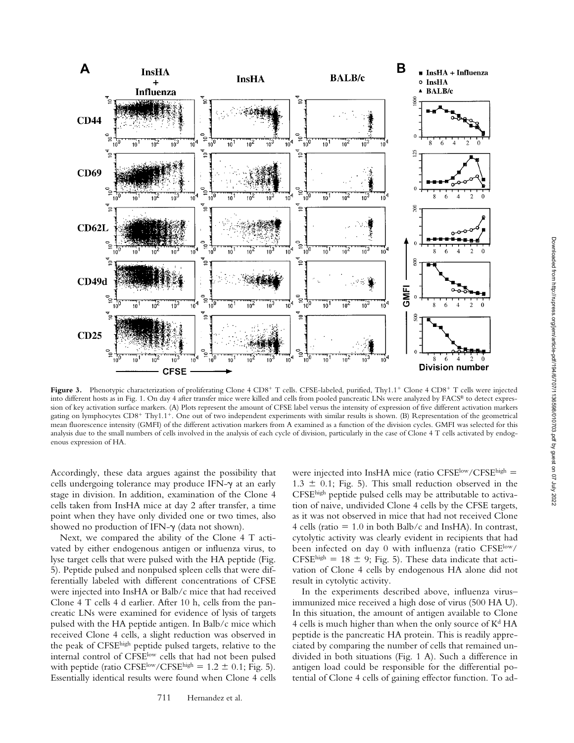**Figure 3.** Phenotypic characterization of proliferating Clone 4 CD8+ T cells. CFSE-labeled, purified, Thy1.1+ Clone 4 CD8+ T cells were injected into different hosts as in Fig. 1. On day 4 after transfer mice were killed and cells from pooled pancreatic LNs were analyzed by FACS® to detect expression of key activation surface markers. (A) Plots represent the amount of CFSE label versus the intensity of expression of five different activation markers gating on lymphocytes CD8+ Thy1.1+. One out of two independent experiments with similar results is shown. (B) Representation of the geometrical mean fluorescence intensity (GMFI) of the different activation markers from A examined as a function of the division cycles. GMFI was selected for this analysis due to the small numbers of cells involved in the analysis of each cycle of division, particularly in the case of Clone 4 T cells activated by endogenous expression of HA.

Accordingly, these data argues against the possibility that cells undergoing tolerance may produce IFN-γ at an early stage in division. In addition, examination of the Clone 4 cells taken from InsHA mice at day 2 after transfer, a time point when they have only divided one or two times, also showed no production of IFN-γ (data not shown).

Next, we compared the ability of the Clone 4 T activated by either endogenous antigen or influenza virus, to lyse target cells that were pulsed with the HA peptide (Fig. 5). Peptide pulsed and nonpulsed spleen cells that were differentially labeled with different concentrations of CFSE were injected into InsHA or Balb/c mice that had received Clone 4 T cells 4 d earlier. After 10 h, cells from the pancreatic LNs were examined for evidence of lysis of targets pulsed with the HA peptide antigen. In Balb/c mice which received Clone 4 cells, a slight reduction was observed in the peak of CFSE$^{high}$ peptide pulsed targets, relative to the internal control of CFSE$^{low}$ cells that had not been pulsed with peptide (ratio CFSE$^{low}$/CFSE$^{high}$ = 1.2 ± 0.1; Fig. 5). Essentially identical results were found when Clone 4 cells were injected into InsHA mice (ratio CFSE$^{low}$/CFSE$^{high}$ = 1.3 ± 0.1; Fig. 5). This small reduction observed in the CFSE$^{high}$ peptide pulsed cells may be attributable to activation of naive, undivided Clone 4 cells by the CFSE targets, as it was not observed in mice that had not received Clone 4 cells (ratio = 1.0 in both Balb/c and InsHA). In contrast, cytolytic activity was clearly evident in recipients that had been infected on day 0 with influenza (ratio CFSE$^{low}$/CFSE$^{high}$ = 18 ± 9; Fig. 5). These data indicate that activation of Clone 4 cells by endogenous HA alone did not result in cytolytic activity.

In the experiments described above, influenza virus–immunized mice received a high dose of virus (500 HA U). In this situation, the amount of antigen available to Clone 4 cells is much higher than when the only source of K$^d$ HA peptide is the pancreatic HA protein. This is readily appreciated by comparing the number of cells that remained undivided in both situations (Fig. 1 A). Such a difference in antigen load could be responsible for the differential potential of Clone 4 cells of gaining effector function. To ad-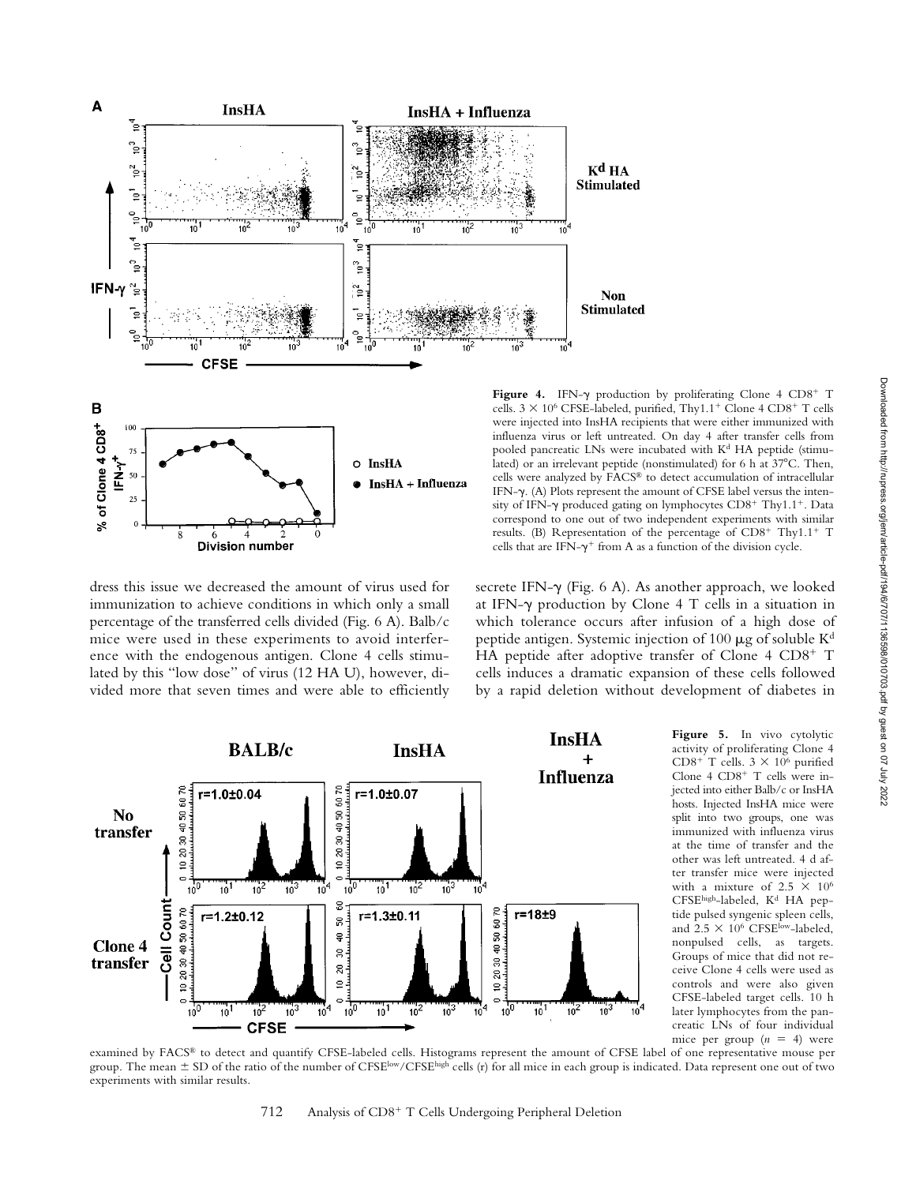**Figure 4.** IFN-γ production by proliferating Clone 4 $CD8^+$ T cells. $3 \times 10^6$ CFSE-labeled, purified, Thy1.1$^+$ Clone 4 $CD8^+$ T cells were injected into InsHA recipients that were either immunized with influenza virus or left untreated. On day 4 after transfer cells from pooled pancreatic LNs were incubated with $K^d$ HA peptide (stimulated) or an irrelevant peptide (nonstimulated) for 6 h at 37°C. Then, cells were analyzed by FACS® to detect accumulation of intracellular IFN-γ. (A) Plots represent the amount of CFSE label versus the intensity of IFN-γ produced gating on lymphocytes $CD8^+$ Thy1.1$^+$. Data correspond to one out of two independent experiments with similar results. (B) Representation of the percentage of $CD8^+$ Thy1.1$^+$ T cells that are IFN-γ$^+$ from A as a function of the division cycle.

dress this issue we decreased the amount of virus used for immunization to achieve conditions in which only a small percentage of the transferred cells divided (Fig. 6 A). Balb/c mice were used in these experiments to avoid interference with the endogenous antigen. Clone 4 cells stimulated by this "low dose" of virus (12 HA U), however, divided more that seven times and were able to efficiently secrete IFN-γ (Fig. 6 A). As another approach, we looked at IFN-γ production by Clone 4 T cells in a situation in which tolerance occurs after infusion of a high dose of peptide antigen. Systemic injection of 100 μg of soluble $K^d$ HA peptide after adoptive transfer of Clone 4 $CD8^+$ T cells induces a dramatic expansion of these cells followed by a rapid deletion without development of diabetes in

**Figure 5.** In vivo cytolytic activity of proliferating Clone 4 $CD8^+$ T cells. $3 \times 10^6$ purified Clone 4 $CD8^+$ T cells were injected into either Balb/c or InsHA hosts. Injected InsHA mice were split into two groups, one was immunized with influenza virus at the time of transfer and the other was left untreated. 4 d after transfer mice were injected with a mixture of $2.5 \times 10^6$ CFSE$^{high}$-labeled, $K^d$ HA peptide pulsed syngenic spleen cells, and $2.5 \times 10^6$ CFSE$^{low}$-labeled, nonpulsed cells, as targets. Groups of mice that did not receive Clone 4 cells were used as controls and were also given CFSE-labeled target cells. 10 h later lymphocytes from the pancreatic LNs of four individual mice per group ($n = 4$) were examined by FACS® to detect and quantify CFSE-labeled cells. Histograms represent the amount of CFSE label of one representative mouse per group. The mean ± SD of the ratio of the number of CFSE$^{low}$/CFSE$^{high}$ cells (r) for all mice in each group is indicated. Data represent one out of two experiments with similar results.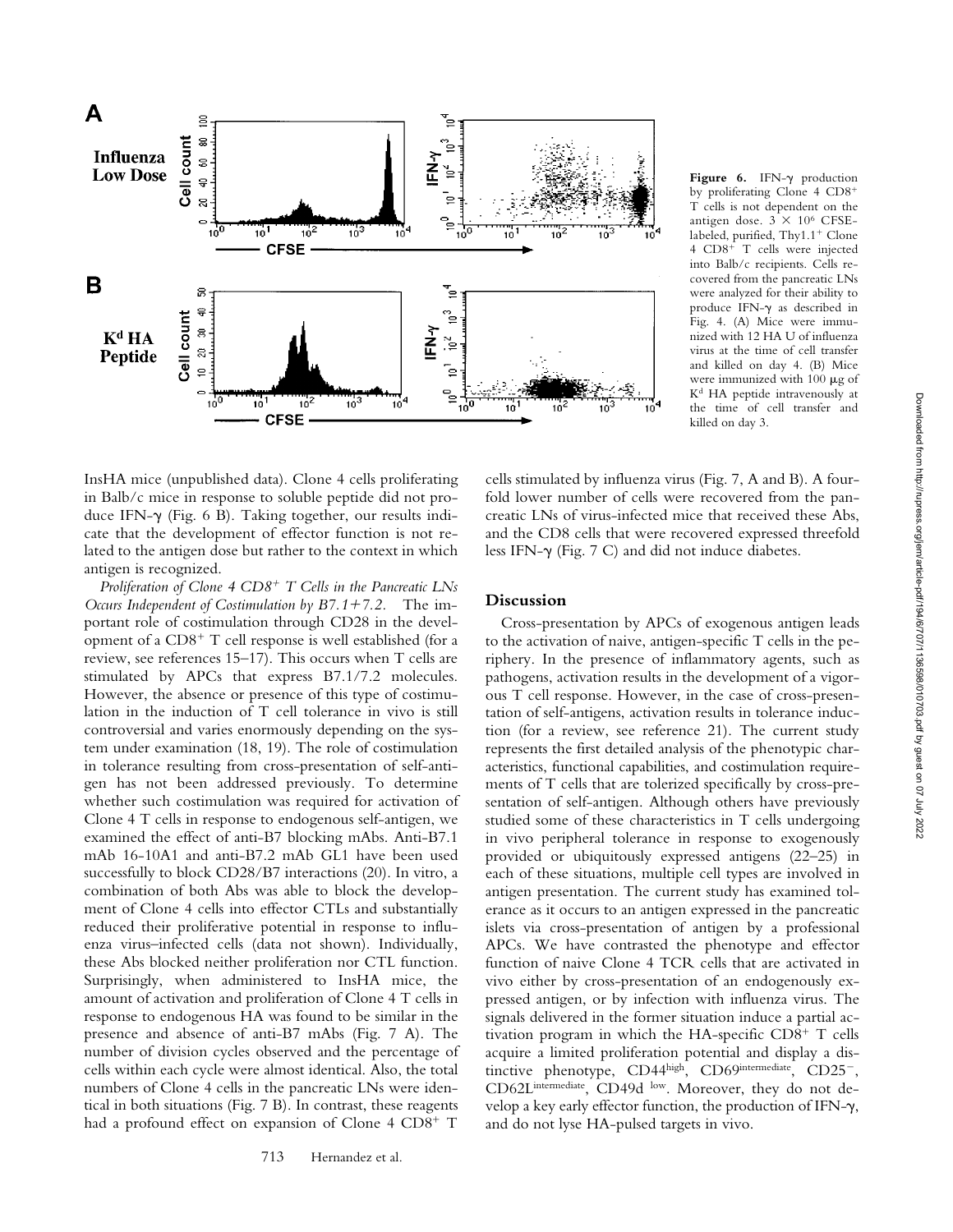**Figure 6.** IFN-γ production by proliferating Clone 4 CD8+ T cells is not dependent on the antigen dose. $3 \times 10^6$ CFSE-labeled, purified, Thy1.1+ Clone 4 CD8+ T cells were injected into Balb/c recipients. Cells recovered from the pancreatic LNs were analyzed for their ability to produce IFN-γ as described in Fig. 4. (A) Mice were immunized with 12 HA U of influenza virus at the time of cell transfer and killed on day 4. (B) Mice were immunized with 100 μg of $K^d$ HA peptide intravenously at the time of cell transfer and killed on day 3.

InsHA mice (unpublished data). Clone 4 cells proliferating in Balb/c mice in response to soluble peptide did not produce IFN-γ (Fig. 6 B). Taking together, our results indicate that the development of effector function is not related to the antigen dose but rather to the context in which antigen is recognized.

*Proliferation of Clone 4 CD8+ T Cells in the Pancreatic LNs Occurs Independent of Costimulation by B7.1+7.2.* The important role of costimulation through CD28 in the development of a CD8+ T cell response is well established (for a review, see references 15–17). This occurs when T cells are stimulated by APCs that express B7.1/7.2 molecules. However, the absence or presence of this type of costimulation in the induction of T cell tolerance in vivo is still controversial and varies enormously depending on the system under examination (18, 19). The role of costimulation in tolerance resulting from cross-presentation of self-antigen has not been addressed previously. To determine whether such costimulation was required for activation of Clone 4 T cells in response to endogenous self-antigen, we examined the effect of anti-B7 blocking mAbs. Anti-B7.1 mAb 16-10A1 and anti-B7.2 mAb GL1 have been used successfully to block CD28/B7 interactions (20). In vitro, a combination of both Abs was able to block the development of Clone 4 cells into effector CTLs and substantially reduced their proliferative potential in response to influenza virus–infected cells (data not shown). Individually, these Abs blocked neither proliferation nor CTL function. Surprisingly, when administered to InsHA mice, the amount of activation and proliferation of Clone 4 T cells in response to endogenous HA was found to be similar in the presence and absence of anti-B7 mAbs (Fig. 7 A). The number of division cycles observed and the percentage of cells within each cycle were almost identical. Also, the total numbers of Clone 4 cells in the pancreatic LNs were identical in both situations (Fig. 7 B). In contrast, these reagents had a profound effect on expansion of Clone 4 CD8+ T cells stimulated by influenza virus (Fig. 7, A and B). A fourfold lower number of cells were recovered from the pancreatic LNs of virus-infected mice that received these Abs, and the CD8 cells that were recovered expressed threefold less IFN-γ (Fig. 7 C) and did not induce diabetes.

## Discussion

Cross-presentation by APCs of exogenous antigen leads to the activation of naive, antigen-specific T cells in the periphery. In the presence of inflammatory agents, such as pathogens, activation results in the development of a vigorous T cell response. However, in the case of cross-presentation of self-antigens, activation results in tolerance induction (for a review, see reference 21). The current study represents the first detailed analysis of the phenotypic characteristics, functional capabilities, and costimulation requirements of T cells that are tolerized specifically by cross-presentation of self-antigen. Although others have previously studied some of these characteristics in T cells undergoing in vivo peripheral tolerance in response to exogenously provided or ubiquitously expressed antigens (22–25) in each of these situations, multiple cell types are involved in antigen presentation. The current study has examined tolerance as it occurs to an antigen expressed in the pancreatic islets via cross-presentation of antigen by a professional APCs. We have contrasted the phenotype and effector function of naive Clone 4 TCR cells that are activated in vivo either by cross-presentation of an endogenously expressed antigen, or by infection with influenza virus. The signals delivered in the former situation induce a partial activation program in which the HA-specific CD8+ T cells acquire a limited proliferation potential and display a distinctive phenotype, CD44high, CD69intermediate, CD25−, CD62Lintermediate, CD49d low. Moreover, they do not develop a key early effector function, the production of IFN-γ, and do not lyse HA-pulsed targets in vivo.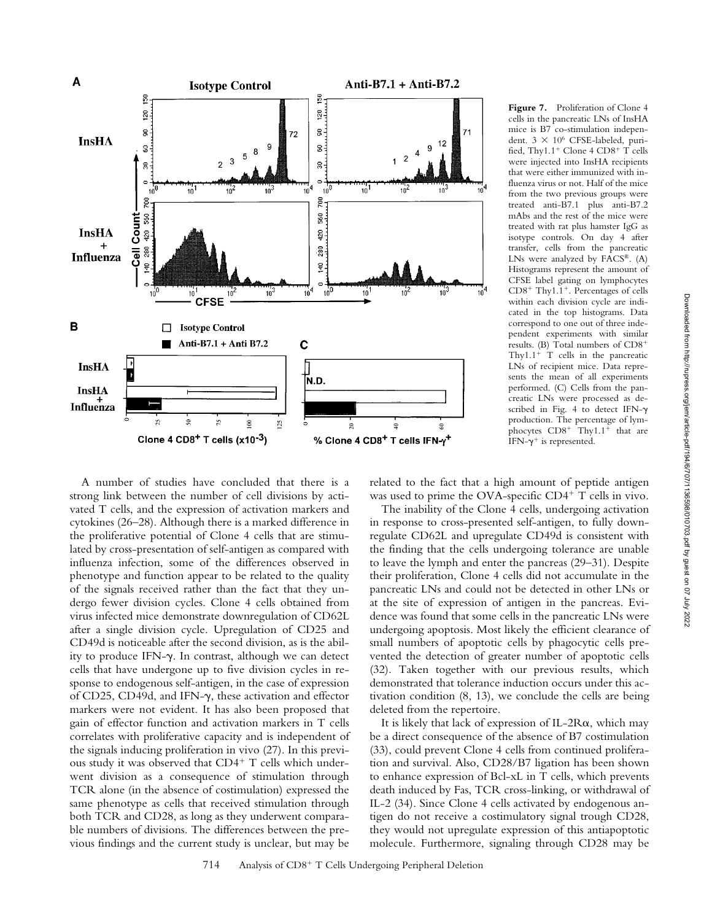**Figure 7.** Proliferation of Clone 4 cells in the pancreatic LNs of InsHA mice is B7 co-stimulation independent. $3 \times 10^6$ CFSE-labeled, purified, Thy1.1[+] Clone 4 CD8[+] T cells were injected into InsHA recipients that were either immunized with influenza virus or not. Half of the mice from the two previous groups were treated anti-B7.1 plus anti-B7.2 mAbs and the rest of the mice were treated with rat plus hamster IgG as isotype controls. On day 4 after transfer, cells from the pancreatic LNs were analyzed by FACS®. (A) Histograms represent the amount of CFSE label gating on lymphocytes CD8[+] Thy1.1[+]. Percentages of cells within each division cycle are indicated in the top histograms. Data correspond to one out of three independent experiments with similar results. (B) Total numbers of CD8[+] Thy1.1[+] T cells in the pancreatic LNs of recipient mice. Data represents the mean of all experiments performed. (C) Cells from the pancreatic LNs were processed as described in Fig. 4 to detect IFN-γ production. The percentage of lymphocytes CD8[+] Thy1.1[+] that are IFN-γ[+] is represented.

A number of studies have concluded that there is a strong link between the number of cell divisions by activated T cells, and the expression of activation markers and cytokines (26–28). Although there is a marked difference in the proliferative potential of Clone 4 cells that are stimulated by cross-presentation of self-antigen as compared with influenza infection, some of the differences observed in phenotype and function appear to be related to the quality of the signals received rather than the fact that they undergo fewer division cycles. Clone 4 cells obtained from virus infected mice demonstrate downregulation of CD62L after a single division cycle. Upregulation of CD25 and CD49d is noticeable after the second division, as is the ability to produce IFN-γ. In contrast, although we can detect cells that have undergone up to five division cycles in response to endogenous self-antigen, in the case of expression of CD25, CD49d, and IFN-γ, these activation and effector markers were not evident. It has also been proposed that gain of effector function and activation markers in T cells correlates with proliferative capacity and is independent of the signals inducing proliferation in vivo (27). In this previous study it was observed that CD4[+] T cells which underwent division as a consequence of stimulation through TCR alone (in the absence of costimulation) expressed the same phenotype as cells that received stimulation through both TCR and CD28, as long as they underwent comparable numbers of divisions. The differences between the previous findings and the current study is unclear, but may be related to the fact that a high amount of peptide antigen was used to prime the OVA-specific CD4[+] T cells in vivo.

The inability of the Clone 4 cells, undergoing activation in response to cross-presented self-antigen, to fully downregulate CD62L and upregulate CD49d is consistent with the finding that the cells undergoing tolerance are unable to leave the lymph and enter the pancreas (29–31). Despite their proliferation, Clone 4 cells did not accumulate in the pancreatic LNs and could not be detected in other LNs or at the site of expression of antigen in the pancreas. Evidence was found that some cells in the pancreatic LNs were undergoing apoptosis. Most likely the efficient clearance of small numbers of apoptotic cells by phagocytic cells prevented the detection of greater number of apoptotic cells (32). Taken together with our previous results, which demonstrated that tolerance induction occurs under this activation condition (8, 13), we conclude the cells are being deleted from the repertoire.

It is likely that lack of expression of IL-2Rα, which may be a direct consequence of the absence of B7 costimulation (33), could prevent Clone 4 cells from continued proliferation and survival. Also, CD28/B7 ligation has been shown to enhance expression of Bcl-xL in T cells, which prevents death induced by Fas, TCR cross-linking, or withdrawal of IL-2 (34). Since Clone 4 cells activated by endogenous antigen do not receive a costimulatory signal trough CD28, they would not upregulate expression of this antiapoptotic molecule. Furthermore, signaling through CD28 may be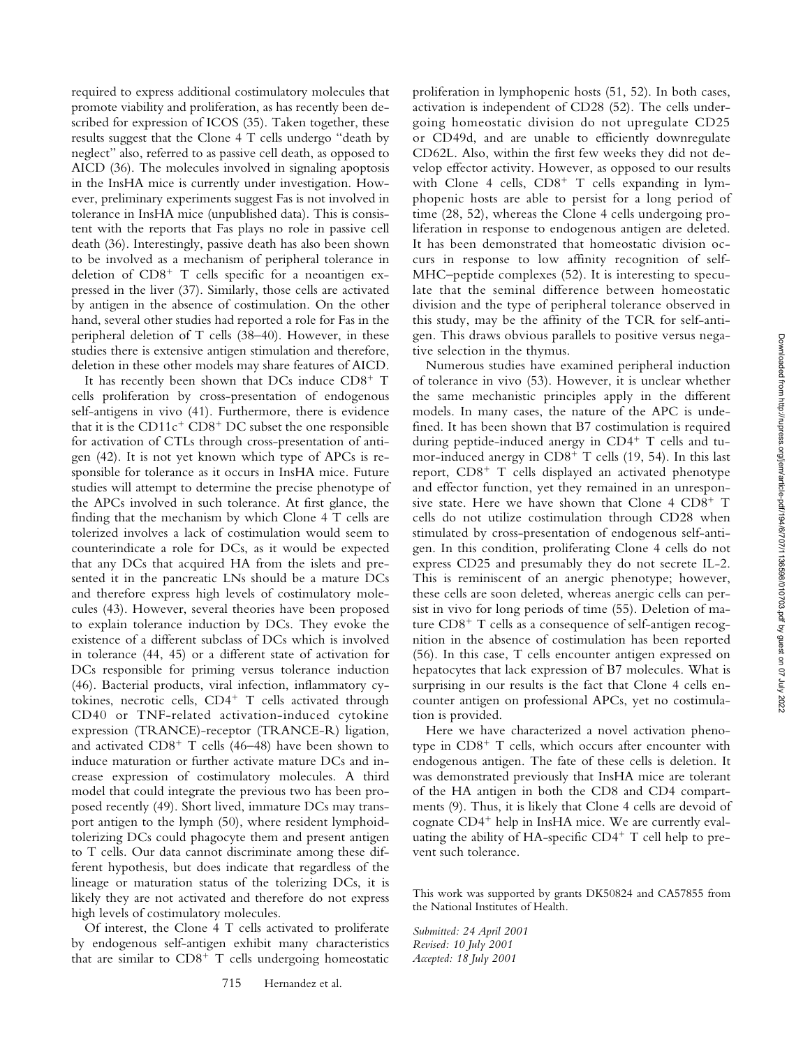required to express additional costimulatory molecules that promote viability and proliferation, as has recently been described for expression of ICOS (35). Taken together, these results suggest that the Clone 4 T cells undergo "death by neglect" also, referred to as passive cell death, as opposed to AICD (36). The molecules involved in signaling apoptosis in the InsHA mice is currently under investigation. However, preliminary experiments suggest Fas is not involved in tolerance in InsHA mice (unpublished data). This is consistent with the reports that Fas plays no role in passive cell death (36). Interestingly, passive death has also been shown to be involved as a mechanism of peripheral tolerance in deletion of CD8+ T cells specific for a neoantigen expressed in the liver (37). Similarly, those cells are activated by antigen in the absence of costimulation. On the other hand, several other studies had reported a role for Fas in the peripheral deletion of T cells (38–40). However, in these studies there is extensive antigen stimulation and therefore, deletion in these other models may share features of AICD.

It has recently been shown that DCs induce CD8+ T cells proliferation by cross-presentation of endogenous self-antigens in vivo (41). Furthermore, there is evidence that it is the CD11c+ CD8+ DC subset the one responsible for activation of CTLs through cross-presentation of antigen (42). It is not yet known which type of APCs is responsible for tolerance as it occurs in InsHA mice. Future studies will attempt to determine the precise phenotype of the APCs involved in such tolerance. At first glance, the finding that the mechanism by which Clone 4 T cells are tolerized involves a lack of costimulation would seem to counterindicate a role for DCs, as it would be expected that any DCs that acquired HA from the islets and presented it in the pancreatic LNs should be a mature DCs and therefore express high levels of costimulatory molecules (43). However, several theories have been proposed to explain tolerance induction by DCs. They evoke the existence of a different subclass of DCs which is involved in tolerance (44, 45) or a different state of activation for DCs responsible for priming versus tolerance induction (46). Bacterial products, viral infection, inflammatory cytokines, necrotic cells, CD4+ T cells activated through CD40 or TNF-related activation-induced cytokine expression (TRANCE)-receptor (TRANCE-R) ligation, and activated CD8+ T cells (46–48) have been shown to induce maturation or further activate mature DCs and increase expression of costimulatory molecules. A third model that could integrate the previous two has been proposed recently (49). Short lived, immature DCs may transport antigen to the lymph (50), where resident lymphoid-tolerizing DCs could phagocyte them and present antigen to T cells. Our data cannot discriminate among these different hypothesis, but does indicate that regardless of the lineage or maturation status of the tolerizing DCs, it is likely they are not activated and therefore do not express high levels of costimulatory molecules.

Of interest, the Clone 4 T cells activated to proliferate by endogenous self-antigen exhibit many characteristics that are similar to CD8+ T cells undergoing homeostatic proliferation in lymphopenic hosts (51, 52). In both cases, activation is independent of CD28 (52). The cells undergoing homeostatic division do not upregulate CD25 or CD49d, and are unable to efficiently downregulate CD62L. Also, within the first few weeks they did not develop effector activity. However, as opposed to our results with Clone 4 cells, CD8+ T cells expanding in lymphopenic hosts are able to persist for a long period of time (28, 52), whereas the Clone 4 cells undergoing proliferation in response to endogenous antigen are deleted. It has been demonstrated that homeostatic division occurs in response to low affinity recognition of self-MHC–peptide complexes (52). It is interesting to speculate that the seminal difference between homeostatic division and the type of peripheral tolerance observed in this study, may be the affinity of the TCR for self-antigen. This draws obvious parallels to positive versus negative selection in the thymus.

Numerous studies have examined peripheral induction of tolerance in vivo (53). However, it is unclear whether the same mechanistic principles apply in the different models. In many cases, the nature of the APC is undefined. It has been shown that B7 costimulation is required during peptide-induced anergy in CD4+ T cells and tumor-induced anergy in CD8+ T cells (19, 54). In this last report, CD8+ T cells displayed an activated phenotype and effector function, yet they remained in an unresponsive state. Here we have shown that Clone 4 CD8+ T cells do not utilize costimulation through CD28 when stimulated by cross-presentation of endogenous self-antigen. In this condition, proliferating Clone 4 cells do not express CD25 and presumably they do not secrete IL-2. This is reminiscent of an anergic phenotype; however, these cells are soon deleted, whereas anergic cells can persist in vivo for long periods of time (55). Deletion of mature CD8+ T cells as a consequence of self-antigen recognition in the absence of costimulation has been reported (56). In this case, T cells encounter antigen expressed on hepatocytes that lack expression of B7 molecules. What is surprising in our results is the fact that Clone 4 cells encounter antigen on professional APCs, yet no costimulation is provided.

Here we have characterized a novel activation phenotype in CD8+ T cells, which occurs after encounter with endogenous antigen. The fate of these cells is deletion. It was demonstrated previously that InsHA mice are tolerant of the HA antigen in both the CD8 and CD4 compartments (9). Thus, it is likely that Clone 4 cells are devoid of cognate CD4+ help in InsHA mice. We are currently evaluating the ability of HA-specific CD4+ T cell help to prevent such tolerance.

This work was supported by grants DK50824 and CA57855 from the National Institutes of Health.

*Submitted: 24 April 2001*
*Revised: 10 July 2001*
*Accepted: 18 July 2001*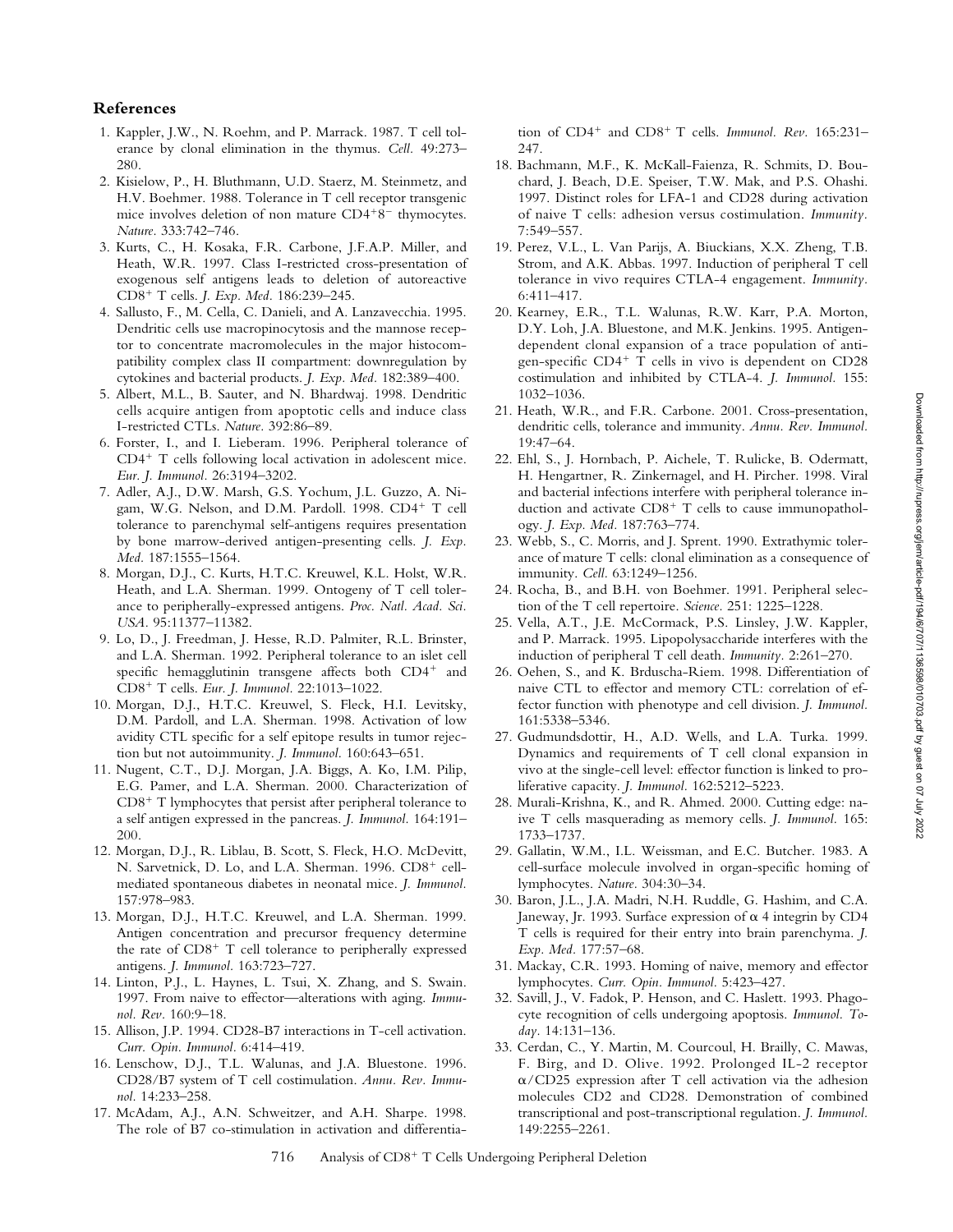## References

1. Kappler, J.W., N. Roehm, and P. Marrack. 1987. T cell tolerance by clonal elimination in the thymus. *Cell.* 49:273–280.
2. Kisielow, P., H. Bluthmann, U.D. Staerz, M. Steinmetz, and H.V. Boehmer. 1988. Tolerance in T cell receptor transgenic mice involves deletion of non mature $CD4^{+}8^{-}$ thymocytes. *Nature.* 333:742–746.
3. Kurts, C., H. Kosaka, F.R. Carbone, J.F.A.P. Miller, and Heath, W.R. 1997. Class I-restricted cross-presentation of exogenous self antigens leads to deletion of autoreactive $CD8^{+}$ T cells. *J. Exp. Med.* 186:239–245.
4. Sallusto, F., M. Cella, C. Danieli, and A. Lanzavecchia. 1995. Dendritic cells use macropinocytosis and the mannose receptor to concentrate macromolecules in the major histocompatibility complex class II compartment: downregulation by cytokines and bacterial products. *J. Exp. Med.* 182:389–400.
5. Albert, M.L., B. Sauter, and N. Bhardwaj. 1998. Dendritic cells acquire antigen from apoptotic cells and induce class I-restricted CTLs. *Nature.* 392:86–89.
6. Forster, I., and I. Lieberam. 1996. Peripheral tolerance of $CD4^{+}$ T cells following local activation in adolescent mice. *Eur. J. Immunol.* 26:3194–3202.
7. Adler, A.J., D.W. Marsh, G.S. Yochum, J.L. Guzzo, A. Nigam, W.G. Nelson, and D.M. Pardoll. 1998. $CD4^{+}$ T cell tolerance to parenchymal self-antigens requires presentation by bone marrow-derived antigen-presenting cells. *J. Exp. Med.* 187:1555–1564.
8. Morgan, D.J., C. Kurts, H.T.C. Kreuwel, K.L. Holst, W.R. Heath, and L.A. Sherman. 1999. Ontogeny of T cell tolerance to peripherally-expressed antigens. *Proc. Natl. Acad. Sci. USA.* 95:11377–11382.
9. Lo, D., J. Freedman, J. Hesse, R.D. Palmiter, R.L. Brinster, and L.A. Sherman. 1992. Peripheral tolerance to an islet cell specific hemagglutinin transgene affects both $CD4^{+}$ and $CD8^{+}$ T cells. *Eur. J. Immunol.* 22:1013–1022.
10. Morgan, D.J., H.T.C. Kreuwel, S. Fleck, H.I. Levitsky, D.M. Pardoll, and L.A. Sherman. 1998. Activation of low avidity CTL specific for a self epitope results in tumor rejection but not autoimmunity. *J. Immunol.* 160:643–651.
11. Nugent, C.T., D.J. Morgan, J.A. Biggs, A. Ko, I.M. Pilip, E.G. Pamer, and L.A. Sherman. 2000. Characterization of $CD8^{+}$ T lymphocytes that persist after peripheral tolerance to a self antigen expressed in the pancreas. *J. Immunol.* 164:191–200.
12. Morgan, D.J., R. Liblau, B. Scott, S. Fleck, H.O. McDevitt, N. Sarvetnick, D. Lo, and L.A. Sherman. 1996. $CD8^{+}$ cell-mediated spontaneous diabetes in neonatal mice. *J. Immunol.* 157:978–983.
13. Morgan, D.J., H.T.C. Kreuwel, and L.A. Sherman. 1999. Antigen concentration and precursor frequency determine the rate of $CD8^{+}$ T cell tolerance to peripherally expressed antigens. *J. Immunol.* 163:723–727.
14. Linton, P.J., L. Haynes, L. Tsui, X. Zhang, and S. Swain. 1997. From naive to effector—alterations with aging. *Immunol. Rev.* 160:9–18.
15. Allison, J.P. 1994. CD28-B7 interactions in T-cell activation. *Curr. Opin. Immunol.* 6:414–419.
16. Lenschow, D.J., T.L. Walunas, and J.A. Bluestone. 1996. CD28/B7 system of T cell costimulation. *Annu. Rev. Immunol.* 14:233–258.
17. McAdam, A.J., A.N. Schweitzer, and A.H. Sharpe. 1998. The role of B7 co-stimulation in activation and differentiation of $CD4^{+}$ and $CD8^{+}$ T cells. *Immunol. Rev.* 165:231–247.
18. Bachmann, M.F., K. McKall-Faienza, R. Schmits, D. Bouchard, J. Beach, D.E. Speiser, T.W. Mak, and P.S. Ohashi. 1997. Distinct roles for LFA-1 and CD28 during activation of naive T cells: adhesion versus costimulation. *Immunity.* 7:549–557.
19. Perez, V.L., L. Van Parijs, A. Biuckians, X.X. Zheng, T.B. Strom, and A.K. Abbas. 1997. Induction of peripheral T cell tolerance in vivo requires CTLA-4 engagement. *Immunity.* 6:411–417.
20. Kearney, E.R., T.L. Walunas, R.W. Karr, P.A. Morton, D.Y. Loh, J.A. Bluestone, and M.K. Jenkins. 1995. Antigen-dependent clonal expansion of a trace population of antigen-specific $CD4^{+}$ T cells in vivo is dependent on CD28 costimulation and inhibited by CTLA-4. *J. Immunol.* 155: 1032–1036.
21. Heath, W.R., and F.R. Carbone. 2001. Cross-presentation, dendritic cells, tolerance and immunity. *Annu. Rev. Immunol.* 19:47–64.
22. Ehl, S., J. Hornbach, P. Aichele, T. Rulicke, B. Odermatt, H. Hengartner, R. Zinkernagel, and H. Pircher. 1998. Viral and bacterial infections interfere with peripheral tolerance induction and activate $CD8^{+}$ T cells to cause immunopathology. *J. Exp. Med.* 187:763–774.
23. Webb, S., C. Morris, and J. Sprent. 1990. Extrathymic tolerance of mature T cells: clonal elimination as a consequence of immunity. *Cell.* 63:1249–1256.
24. Rocha, B., and B.H. von Boehmer. 1991. Peripheral selection of the T cell repertoire. *Science.* 251: 1225–1228.
25. Vella, A.T., J.E. McCormack, P.S. Linsley, J.W. Kappler, and P. Marrack. 1995. Lipopolysaccharide interferes with the induction of peripheral T cell death. *Immunity.* 2:261–270.
26. Oehen, S., and K. Brduscha-Riem. 1998. Differentiation of naive CTL to effector and memory CTL: correlation of effector function with phenotype and cell division. *J. Immunol.* 161:5338–5346.
27. Gudmundsdottir, H., A.D. Wells, and L.A. Turka. 1999. Dynamics and requirements of T cell clonal expansion in vivo at the single-cell level: effector function is linked to proliferative capacity. *J. Immunol.* 162:5212–5223.
28. Murali-Krishna, K., and R. Ahmed. 2000. Cutting edge: naive T cells masquerading as memory cells. *J. Immunol.* 165: 1733–1737.
29. Gallatin, W.M., I.L. Weissman, and E.C. Butcher. 1983. A cell-surface molecule involved in organ-specific homing of lymphocytes. *Nature.* 304:30–34.
30. Baron, J.L., J.A. Madri, N.H. Ruddle, G. Hashim, and C.A. Janeway, Jr. 1993. Surface expression of $\alpha$ 4 integrin by CD4 T cells is required for their entry into brain parenchyma. *J. Exp. Med.* 177:57–68.
31. Mackay, C.R. 1993. Homing of naive, memory and effector lymphocytes. *Curr. Opin. Immunol.* 5:423–427.
32. Savill, J., V. Fadok, P. Henson, and C. Haslett. 1993. Phagocyte recognition of cells undergoing apoptosis. *Immunol. Today.* 14:131–136.
33. Cerdan, C., Y. Martin, M. Courcoul, H. Brailly, C. Mawas, F. Birg, and D. Olive. 1992. Prolonged IL-2 receptor $\alpha$/CD25 expression after T cell activation via the adhesion molecules CD2 and CD28. Demonstration of combined transcriptional and post-transcriptional regulation. *J. Immunol.* 149:2255–2261.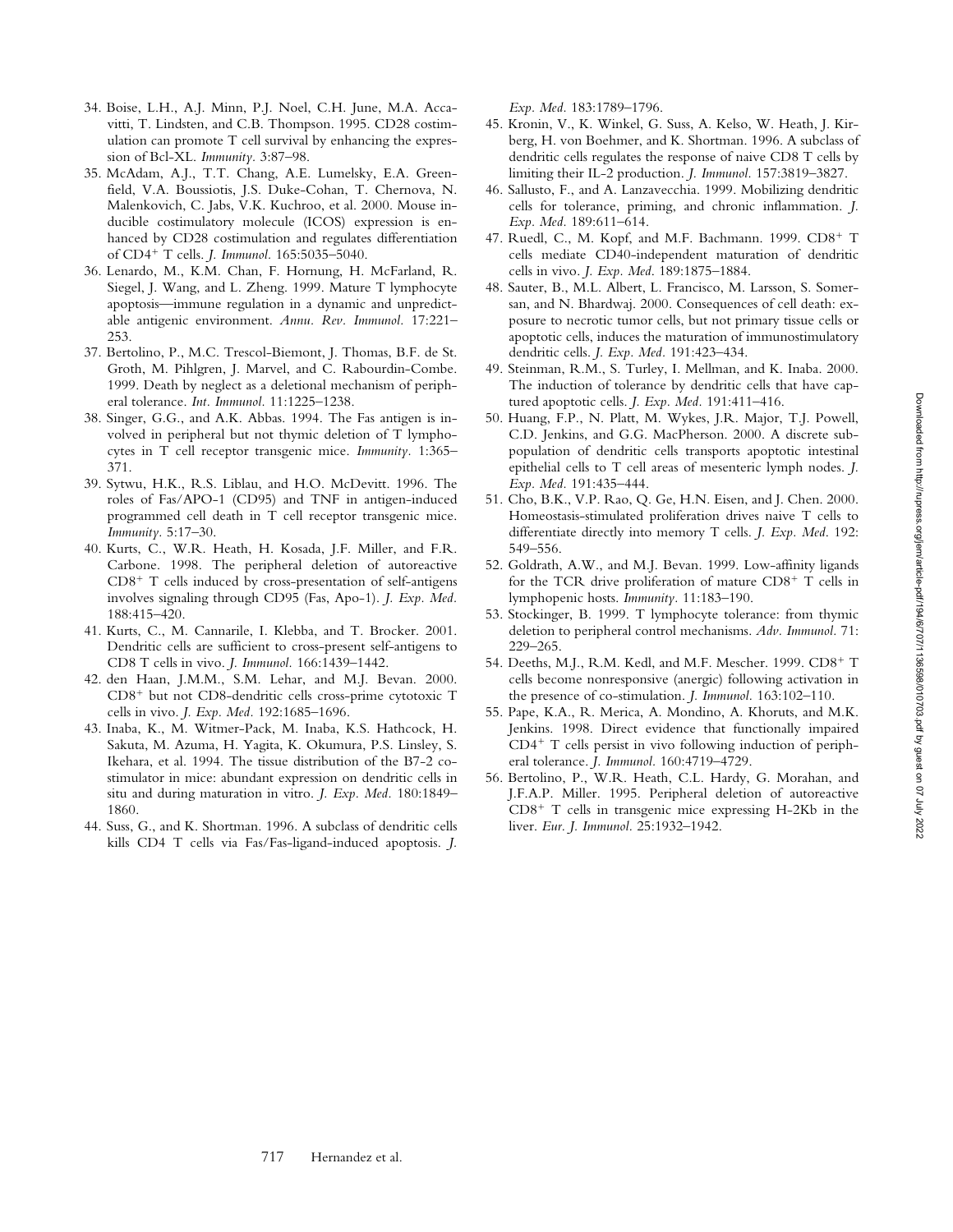34. Boise, L.H., A.J. Minn, P.J. Noel, C.H. June, M.A. Accavitti, T. Lindsten, and C.B. Thompson. 1995. CD28 costimulation can promote T cell survival by enhancing the expression of Bcl-XL. *Immunity.* 3:87–98.
35. McAdam, A.J., T.T. Chang, A.E. Lumelsky, E.A. Greenfield, V.A. Boussiotis, J.S. Duke-Cohan, T. Chernova, N. Malenkovich, C. Jabs, V.K. Kuchroo, et al. 2000. Mouse inducible costimulatory molecule (ICOS) expression is enhanced by CD28 costimulation and regulates differentiation of CD4+ T cells. *J. Immunol.* 165:5035–5040.
36. Lenardo, M., K.M. Chan, F. Hornung, H. McFarland, R. Siegel, J. Wang, and L. Zheng. 1999. Mature T lymphocyte apoptosis—immune regulation in a dynamic and unpredictable antigenic environment. *Annu. Rev. Immunol.* 17:221–253.
37. Bertolino, P., M.C. Trescol-Biemont, J. Thomas, B.F. de St. Groth, M. Pihlgren, J. Marvel, and C. Rabourdin-Combe. 1999. Death by neglect as a deletional mechanism of peripheral tolerance. *Int. Immunol.* 11:1225–1238.
38. Singer, G.G., and A.K. Abbas. 1994. The Fas antigen is involved in peripheral but not thymic deletion of T lymphocytes in T cell receptor transgenic mice. *Immunity.* 1:365–371.
39. Sytwu, H.K., R.S. Liblau, and H.O. McDevitt. 1996. The roles of Fas/APO-1 (CD95) and TNF in antigen-induced programmed cell death in T cell receptor transgenic mice. *Immunity.* 5:17–30.
40. Kurts, C., W.R. Heath, H. Kosada, J.F. Miller, and F.R. Carbone. 1998. The peripheral deletion of autoreactive CD8+ T cells induced by cross-presentation of self-antigens involves signaling through CD95 (Fas, Apo-1). *J. Exp. Med.* 188:415–420.
41. Kurts, C., M. Cannarile, I. Klebba, and T. Brocker. 2001. Dendritic cells are sufficient to cross-present self-antigens to CD8 T cells in vivo. *J. Immunol.* 166:1439–1442.
42. den Haan, J.M.M., S.M. Lehar, and M.J. Bevan. 2000. CD8+ but not CD8-dendritic cells cross-prime cytotoxic T cells in vivo. *J. Exp. Med.* 192:1685–1696.
43. Inaba, K., M. Witmer-Pack, M. Inaba, K.S. Hathcock, H. Sakuta, M. Azuma, H. Yagita, K. Okumura, P.S. Linsley, S. Ikehara, et al. 1994. The tissue distribution of the B7-2 costimulator in mice: abundant expression on dendritic cells in situ and during maturation in vitro. *J. Exp. Med.* 180:1849–1860.
44. Suss, G., and K. Shortman. 1996. A subclass of dendritic cells kills CD4 T cells via Fas/Fas-ligand-induced apoptosis. *J. Exp. Med.* 183:1789–1796.
45. Kronin, V., K. Winkel, G. Suss, A. Kelso, W. Heath, J. Kirberg, H. von Boehmer, and K. Shortman. 1996. A subclass of dendritic cells regulates the response of naive CD8 T cells by limiting their IL-2 production. *J. Immunol.* 157:3819–3827.
46. Sallusto, F., and A. Lanzavecchia. 1999. Mobilizing dendritic cells for tolerance, priming, and chronic inflammation. *J. Exp. Med.* 189:611–614.
47. Ruedl, C., M. Kopf, and M.F. Bachmann. 1999. CD8+ T cells mediate CD40-independent maturation of dendritic cells in vivo. *J. Exp. Med.* 189:1875–1884.
48. Sauter, B., M.L. Albert, L. Francisco, M. Larsson, S. Somersan, and N. Bhardwaj. 2000. Consequences of cell death: exposure to necrotic tumor cells, but not primary tissue cells or apoptotic cells, induces the maturation of immunostimulatory dendritic cells. *J. Exp. Med.* 191:423–434.
49. Steinman, R.M., S. Turley, I. Mellman, and K. Inaba. 2000. The induction of tolerance by dendritic cells that have captured apoptotic cells. *J. Exp. Med.* 191:411–416.
50. Huang, F.P., N. Platt, M. Wykes, J.R. Major, T.J. Powell, C.D. Jenkins, and G.G. MacPherson. 2000. A discrete subpopulation of dendritic cells transports apoptotic intestinal epithelial cells to T cell areas of mesenteric lymph nodes. *J. Exp. Med.* 191:435–444.
51. Cho, B.K., V.P. Rao, Q. Ge, H.N. Eisen, and J. Chen. 2000. Homeostasis-stimulated proliferation drives naive T cells to differentiate directly into memory T cells. *J. Exp. Med.* 192:549–556.
52. Goldrath, A.W., and M.J. Bevan. 1999. Low-affinity ligands for the TCR drive proliferation of mature CD8+ T cells in lymphopenic hosts. *Immunity.* 11:183–190.
53. Stockinger, B. 1999. T lymphocyte tolerance: from thymic deletion to peripheral control mechanisms. *Adv. Immunol.* 71:229–265.
54. Deeths, M.J., R.M. Kedl, and M.F. Mescher. 1999. CD8+ T cells become nonresponsive (anergic) following activation in the presence of co-stimulation. *J. Immunol.* 163:102–110.
55. Pape, K.A., R. Merica, A. Mondino, A. Khoruts, and M.K. Jenkins. 1998. Direct evidence that functionally impaired CD4+ T cells persist in vivo following induction of peripheral tolerance. *J. Immunol.* 160:4719–4729.
56. Bertolino, P., W.R. Heath, C.L. Hardy, G. Morahan, and J.F.A.P. Miller. 1995. Peripheral deletion of autoreactive CD8+ T cells in transgenic mice expressing H-2Kb in the liver. *Eur. J. Immunol.* 25:1932–1942.